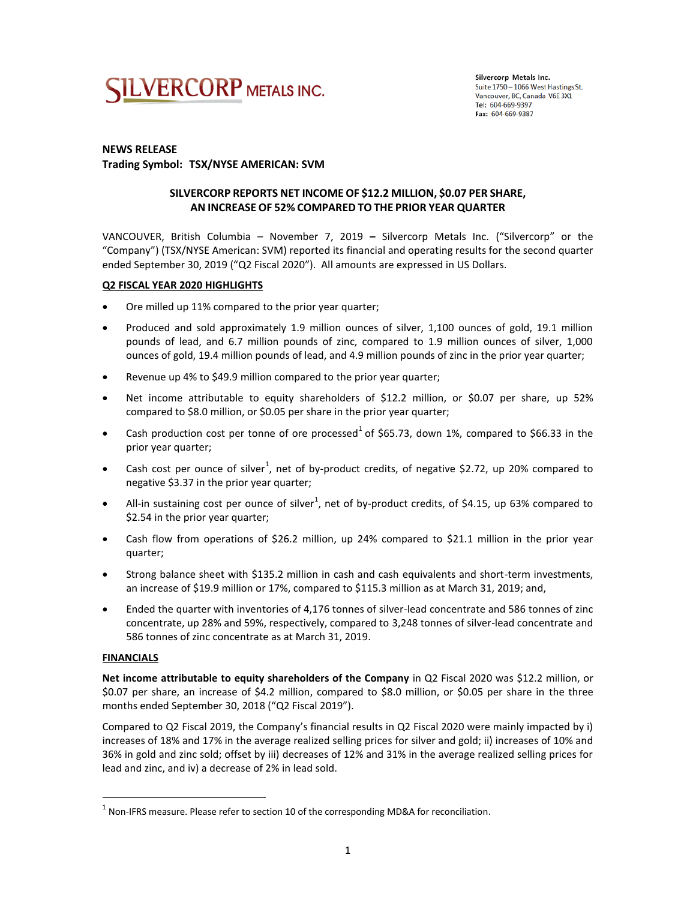**SILVERCORP METALS INC.**

Silvercorp Metals Inc.
Suite 1750 – 1066 West Hastings St.
Vancouver, BC, Canada V6E 3X1
Tel: 604-669-9397
Fax: 604-669-9387

**NEWS RELEASE**
**Trading Symbol: TSX/NYSE AMERICAN: SVM**

## SILVERCORP REPORTS NET INCOME OF $12.2 MILLION, $0.07 PER SHARE, AN INCREASE OF 52% COMPARED TO THE PRIOR YEAR QUARTER

VANCOUVER, British Columbia – November 7, 2019 – Silvercorp Metals Inc. ("Silvercorp" or the "Company") (TSX/NYSE American: SVM) reported its financial and operating results for the second quarter ended September 30, 2019 ("Q2 Fiscal 2020"). All amounts are expressed in US Dollars.

**Q2 FISCAL YEAR 2020 HIGHLIGHTS**

- Ore milled up 11% compared to the prior year quarter;
- Produced and sold approximately 1.9 million ounces of silver, 1,100 ounces of gold, 19.1 million pounds of lead, and 6.7 million pounds of zinc, compared to 1.9 million ounces of silver, 1,000 ounces of gold, 19.4 million pounds of lead, and 4.9 million pounds of zinc in the prior year quarter;
- Revenue up 4% to $49.9 million compared to the prior year quarter;
- Net income attributable to equity shareholders of $12.2 million, or $0.07 per share, up 52% compared to $8.0 million, or $0.05 per share in the prior year quarter;
- Cash production cost per tonne of ore processed[1] of $65.73, down 1%, compared to $66.33 in the prior year quarter;
- Cash cost per ounce of silver[1], net of by-product credits, of negative $2.72, up 20% compared to negative $3.37 in the prior year quarter;
- All-in sustaining cost per ounce of silver[1], net of by-product credits, of $4.15, up 63% compared to $2.54 in the prior year quarter;
- Cash flow from operations of $26.2 million, up 24% compared to $21.1 million in the prior year quarter;
- Strong balance sheet with $135.2 million in cash and cash equivalents and short-term investments, an increase of $19.9 million or 17%, compared to $115.3 million as at March 31, 2019; and,
- Ended the quarter with inventories of 4,176 tonnes of silver-lead concentrate and 586 tonnes of zinc concentrate, up 28% and 59%, respectively, compared to 3,248 tonnes of silver-lead concentrate and 586 tonnes of zinc concentrate as at March 31, 2019.

**FINANCIALS**

**Net income attributable to equity shareholders of the Company** in Q2 Fiscal 2020 was $12.2 million, or $0.07 per share, an increase of $4.2 million, compared to $8.0 million, or $0.05 per share in the three months ended September 30, 2018 ("Q2 Fiscal 2019").

Compared to Q2 Fiscal 2019, the Company's financial results in Q2 Fiscal 2020 were mainly impacted by i) increases of 18% and 17% in the average realized selling prices for silver and gold; ii) increases of 10% and 36% in gold and zinc sold; offset by iii) decreases of 12% and 31% in the average realized selling prices for lead and zinc, and iv) a decrease of 2% in lead sold.

[1] Non-IFRS measure. Please refer to section 10 of the corresponding MD&A for reconciliation.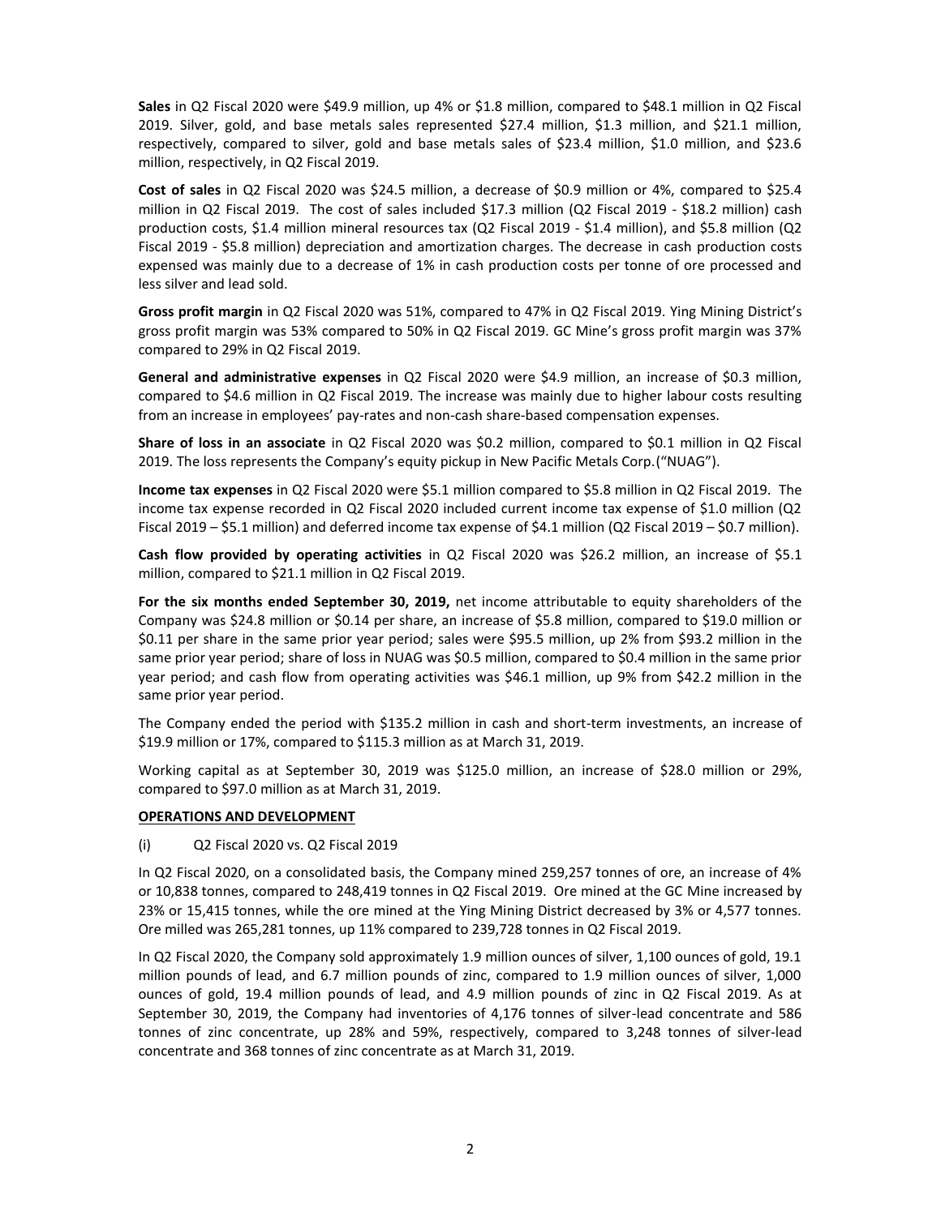**Sales** in Q2 Fiscal 2020 were $49.9 million, up 4% or $1.8 million, compared to $48.1 million in Q2 Fiscal 2019. Silver, gold, and base metals sales represented $27.4 million, $1.3 million, and $21.1 million, respectively, compared to silver, gold and base metals sales of $23.4 million, $1.0 million, and $23.6 million, respectively, in Q2 Fiscal 2019.

**Cost of sales** in Q2 Fiscal 2020 was $24.5 million, a decrease of $0.9 million or 4%, compared to $25.4 million in Q2 Fiscal 2019. The cost of sales included $17.3 million (Q2 Fiscal 2019 - $18.2 million) cash production costs, $1.4 million mineral resources tax (Q2 Fiscal 2019 - $1.4 million), and $5.8 million (Q2 Fiscal 2019 - $5.8 million) depreciation and amortization charges. The decrease in cash production costs expensed was mainly due to a decrease of 1% in cash production costs per tonne of ore processed and less silver and lead sold.

**Gross profit margin** in Q2 Fiscal 2020 was 51%, compared to 47% in Q2 Fiscal 2019. Ying Mining District's gross profit margin was 53% compared to 50% in Q2 Fiscal 2019. GC Mine's gross profit margin was 37% compared to 29% in Q2 Fiscal 2019.

**General and administrative expenses** in Q2 Fiscal 2020 were $4.9 million, an increase of $0.3 million, compared to $4.6 million in Q2 Fiscal 2019. The increase was mainly due to higher labour costs resulting from an increase in employees' pay-rates and non-cash share-based compensation expenses.

**Share of loss in an associate** in Q2 Fiscal 2020 was $0.2 million, compared to $0.1 million in Q2 Fiscal 2019. The loss represents the Company's equity pickup in New Pacific Metals Corp.("NUAG").

**Income tax expenses** in Q2 Fiscal 2020 were $5.1 million compared to $5.8 million in Q2 Fiscal 2019. The income tax expense recorded in Q2 Fiscal 2020 included current income tax expense of $1.0 million (Q2 Fiscal 2019 – $5.1 million) and deferred income tax expense of $4.1 million (Q2 Fiscal 2019 – $0.7 million).

**Cash flow provided by operating activities** in Q2 Fiscal 2020 was $26.2 million, an increase of $5.1 million, compared to $21.1 million in Q2 Fiscal 2019.

**For the six months ended September 30, 2019,** net income attributable to equity shareholders of the Company was $24.8 million or $0.14 per share, an increase of $5.8 million, compared to $19.0 million or $0.11 per share in the same prior year period; sales were $95.5 million, up 2% from $93.2 million in the same prior year period; share of loss in NUAG was $0.5 million, compared to $0.4 million in the same prior year period; and cash flow from operating activities was $46.1 million, up 9% from $42.2 million in the same prior year period.

The Company ended the period with $135.2 million in cash and short-term investments, an increase of $19.9 million or 17%, compared to $115.3 million as at March 31, 2019.

Working capital as at September 30, 2019 was $125.0 million, an increase of $28.0 million or 29%, compared to $97.0 million as at March 31, 2019.

## OPERATIONS AND DEVELOPMENT

(i) Q2 Fiscal 2020 vs. Q2 Fiscal 2019

In Q2 Fiscal 2020, on a consolidated basis, the Company mined 259,257 tonnes of ore, an increase of 4% or 10,838 tonnes, compared to 248,419 tonnes in Q2 Fiscal 2019. Ore mined at the GC Mine increased by 23% or 15,415 tonnes, while the ore mined at the Ying Mining District decreased by 3% or 4,577 tonnes. Ore milled was 265,281 tonnes, up 11% compared to 239,728 tonnes in Q2 Fiscal 2019.

In Q2 Fiscal 2020, the Company sold approximately 1.9 million ounces of silver, 1,100 ounces of gold, 19.1 million pounds of lead, and 6.7 million pounds of zinc, compared to 1.9 million ounces of silver, 1,000 ounces of gold, 19.4 million pounds of lead, and 4.9 million pounds of zinc in Q2 Fiscal 2019. As at September 30, 2019, the Company had inventories of 4,176 tonnes of silver-lead concentrate and 586 tonnes of zinc concentrate, up 28% and 59%, respectively, compared to 3,248 tonnes of silver-lead concentrate and 368 tonnes of zinc concentrate as at March 31, 2019.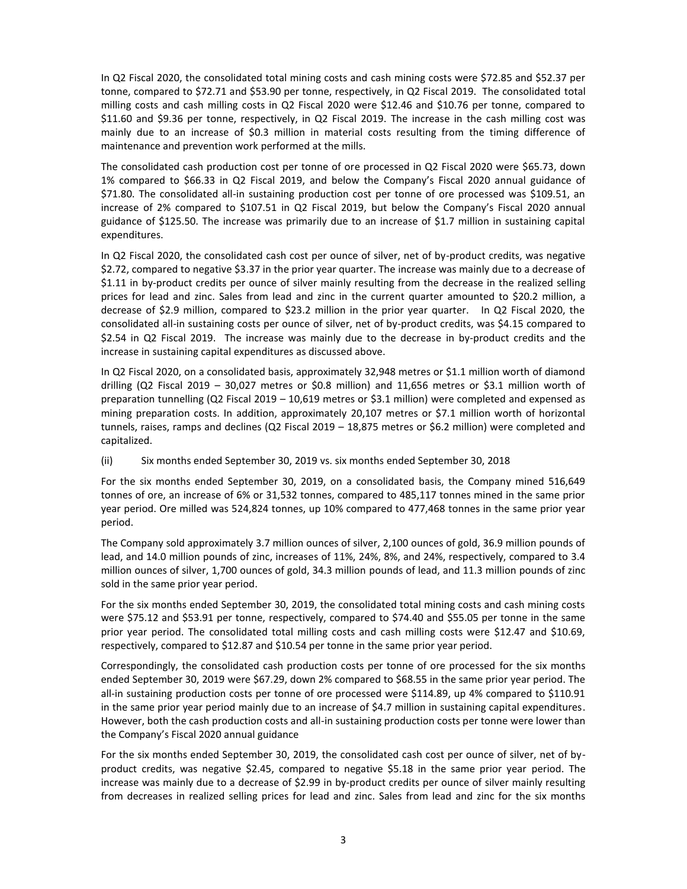In Q2 Fiscal 2020, the consolidated total mining costs and cash mining costs were $72.85 and $52.37 per tonne, compared to $72.71 and $53.90 per tonne, respectively, in Q2 Fiscal 2019. The consolidated total milling costs and cash milling costs in Q2 Fiscal 2020 were $12.46 and $10.76 per tonne, compared to $11.60 and $9.36 per tonne, respectively, in Q2 Fiscal 2019. The increase in the cash milling cost was mainly due to an increase of $0.3 million in material costs resulting from the timing difference of maintenance and prevention work performed at the mills.

The consolidated cash production cost per tonne of ore processed in Q2 Fiscal 2020 were $65.73, down 1% compared to $66.33 in Q2 Fiscal 2019, and below the Company's Fiscal 2020 annual guidance of $71.80. The consolidated all-in sustaining production cost per tonne of ore processed was $109.51, an increase of 2% compared to $107.51 in Q2 Fiscal 2019, but below the Company's Fiscal 2020 annual guidance of $125.50. The increase was primarily due to an increase of $1.7 million in sustaining capital expenditures.

In Q2 Fiscal 2020, the consolidated cash cost per ounce of silver, net of by-product credits, was negative $2.72, compared to negative $3.37 in the prior year quarter. The increase was mainly due to a decrease of $1.11 in by-product credits per ounce of silver mainly resulting from the decrease in the realized selling prices for lead and zinc. Sales from lead and zinc in the current quarter amounted to $20.2 million, a decrease of $2.9 million, compared to $23.2 million in the prior year quarter. In Q2 Fiscal 2020, the consolidated all-in sustaining costs per ounce of silver, net of by-product credits, was $4.15 compared to $2.54 in Q2 Fiscal 2019. The increase was mainly due to the decrease in by-product credits and the increase in sustaining capital expenditures as discussed above.

In Q2 Fiscal 2020, on a consolidated basis, approximately 32,948 metres or $1.1 million worth of diamond drilling (Q2 Fiscal 2019 – 30,027 metres or $0.8 million) and 11,656 metres or $3.1 million worth of preparation tunnelling (Q2 Fiscal 2019 – 10,619 metres or $3.1 million) were completed and expensed as mining preparation costs. In addition, approximately 20,107 metres or $7.1 million worth of horizontal tunnels, raises, ramps and declines (Q2 Fiscal 2019 – 18,875 metres or $6.2 million) were completed and capitalized.

(ii) Six months ended September 30, 2019 vs. six months ended September 30, 2018

For the six months ended September 30, 2019, on a consolidated basis, the Company mined 516,649 tonnes of ore, an increase of 6% or 31,532 tonnes, compared to 485,117 tonnes mined in the same prior year period. Ore milled was 524,824 tonnes, up 10% compared to 477,468 tonnes in the same prior year period.

The Company sold approximately 3.7 million ounces of silver, 2,100 ounces of gold, 36.9 million pounds of lead, and 14.0 million pounds of zinc, increases of 11%, 24%, 8%, and 24%, respectively, compared to 3.4 million ounces of silver, 1,700 ounces of gold, 34.3 million pounds of lead, and 11.3 million pounds of zinc sold in the same prior year period.

For the six months ended September 30, 2019, the consolidated total mining costs and cash mining costs were $75.12 and $53.91 per tonne, respectively, compared to $74.40 and $55.05 per tonne in the same prior year period. The consolidated total milling costs and cash milling costs were $12.47 and $10.69, respectively, compared to $12.87 and $10.54 per tonne in the same prior year period.

Correspondingly, the consolidated cash production costs per tonne of ore processed for the six months ended September 30, 2019 were $67.29, down 2% compared to $68.55 in the same prior year period. The all-in sustaining production costs per tonne of ore processed were $114.89, up 4% compared to $110.91 in the same prior year period mainly due to an increase of $4.7 million in sustaining capital expenditures. However, both the cash production costs and all-in sustaining production costs per tonne were lower than the Company's Fiscal 2020 annual guidance

For the six months ended September 30, 2019, the consolidated cash cost per ounce of silver, net of by-product credits, was negative $2.45, compared to negative $5.18 in the same prior year period. The increase was mainly due to a decrease of $2.99 in by-product credits per ounce of silver mainly resulting from decreases in realized selling prices for lead and zinc. Sales from lead and zinc for the six months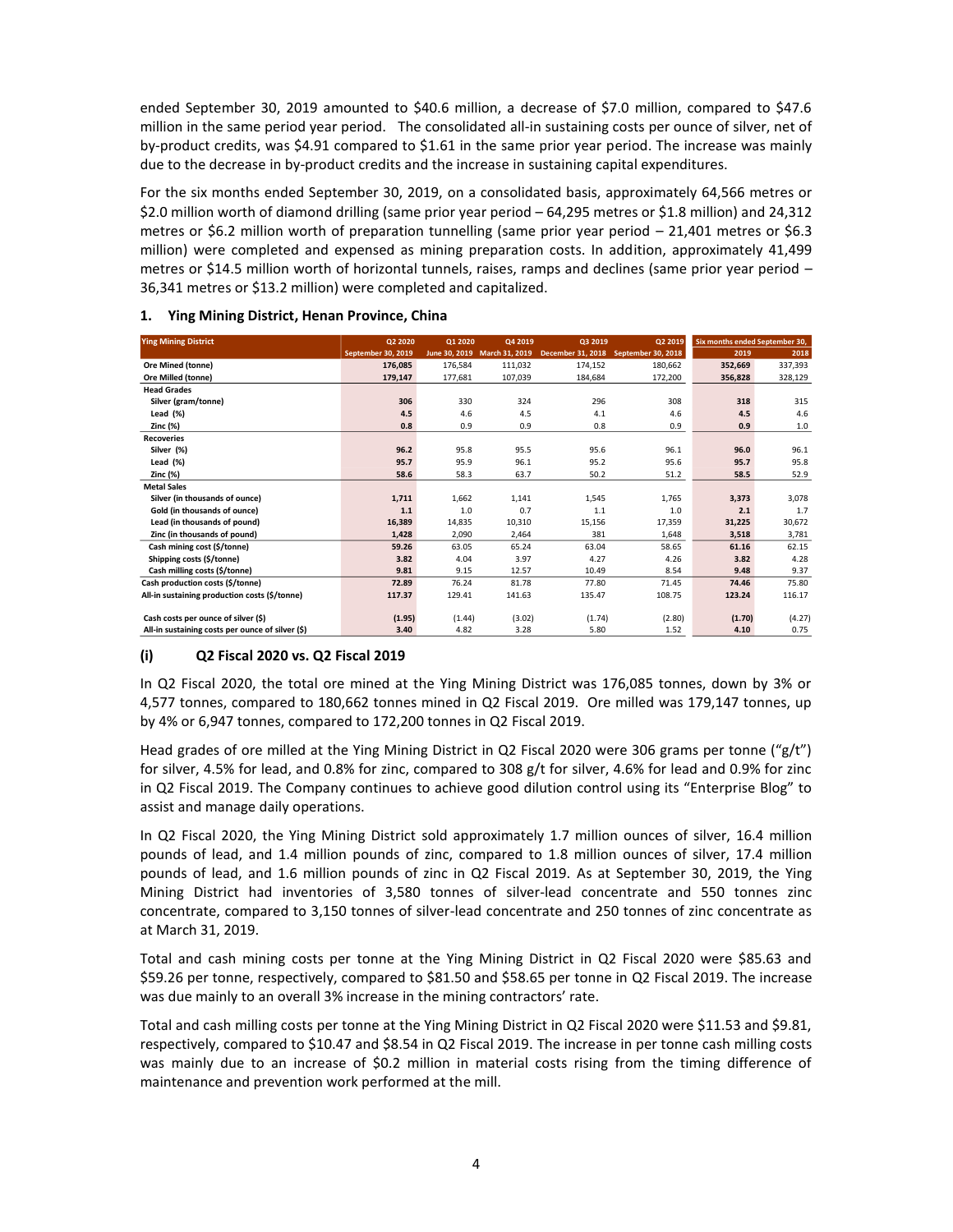ended September 30, 2019 amounted to $40.6 million, a decrease of $7.0 million, compared to $47.6 million in the same period year period. The consolidated all-in sustaining costs per ounce of silver, net of by-product credits, was $4.91 compared to $1.61 in the same prior year period. The increase was mainly due to the decrease in by-product credits and the increase in sustaining capital expenditures.

For the six months ended September 30, 2019, on a consolidated basis, approximately 64,566 metres or $2.0 million worth of diamond drilling (same prior year period – 64,295 metres or $1.8 million) and 24,312 metres or $6.2 million worth of preparation tunnelling (same prior year period – 21,401 metres or $6.3 million) were completed and expensed as mining preparation costs. In addition, approximately 41,499 metres or $14.5 million worth of horizontal tunnels, raises, ramps and declines (same prior year period – 36,341 metres or $13.2 million) were completed and capitalized.

## 1. Ying Mining District, Henan Province, China

| Ying Mining District | Q2 2020 | Q1 2020 | Q4 2019 | Q3 2019 | Q2 2019 | Six months ended September 30, | |
|---|---|---|---|---|---|---|---|
| | September 30, 2019 | June 30, 2019 | March 31, 2019 | December 31, 2018 | September 30, 2018 | 2019 | 2018 |
| **Ore Mined (tonne)** | **176,085** | 176,584 | 111,032 | 174,152 | 180,662 | **352,669** | 337,393 |
| **Ore Milled (tonne)** | **179,147** | 177,681 | 107,039 | 184,684 | 172,200 | **356,828** | 328,129 |
| **Head Grades** | | | | | | | |
| Silver (gram/tonne) | **306** | 330 | 324 | 296 | 308 | **318** | 315 |
| Lead (%) | **4.5** | 4.6 | 4.5 | 4.1 | 4.6 | **4.5** | 4.6 |
| Zinc (%) | **0.8** | 0.9 | 0.9 | 0.8 | 0.9 | **0.9** | 1.0 |
| **Recoveries** | | | | | | | |
| Silver (%) | **96.2** | 95.8 | 95.5 | 95.6 | 96.1 | **96.0** | 96.1 |
| Lead (%) | **95.7** | 95.9 | 96.1 | 95.2 | 95.6 | **95.7** | 95.8 |
| Zinc (%) | **58.6** | 58.3 | 63.7 | 50.2 | 51.2 | **58.5** | 52.9 |
| **Metal Sales** | | | | | | | |
| Silver (in thousands of ounce) | **1,711** | 1,662 | 1,141 | 1,545 | 1,765 | **3,373** | 3,078 |
| Gold (in thousands of ounce) | **1.1** | 1.0 | 0.7 | 1.1 | 1.0 | **2.1** | 1.7 |
| Lead (in thousands of pound) | **16,389** | 14,835 | 10,310 | 15,156 | 17,359 | **31,225** | 30,672 |
| Zinc (in thousands of pound) | **1,428** | 2,090 | 2,464 | 381 | 1,648 | **3,518** | 3,781 |
| Cash mining cost ($/tonne) | **59.26** | 63.05 | 65.24 | 63.04 | 58.65 | **61.16** | 62.15 |
| Shipping costs ($/tonne) | **3.82** | 4.04 | 3.97 | 4.27 | 4.26 | **3.82** | 4.28 |
| Cash milling costs ($/tonne) | **9.81** | 9.15 | 12.57 | 10.49 | 8.54 | **9.48** | 9.37 |
| Cash production costs ($/tonne) | **72.89** | 76.24 | 81.78 | 77.80 | 71.45 | **74.46** | 75.80 |
| All-in sustaining production costs ($/tonne) | **117.37** | 129.41 | 141.63 | 135.47 | 108.75 | **123.24** | 116.17 |
| | | | | | | | |
| Cash costs per ounce of silver ($) | **(1.95)** | (1.44) | (3.02) | (1.74) | (2.80) | **(1.70)** | (4.27) |
| All-in sustaining costs per ounce of silver ($) | **3.40** | 4.82 | 3.28 | 5.80 | 1.52 | **4.10** | 0.75 |

### (i) Q2 Fiscal 2020 vs. Q2 Fiscal 2019

In Q2 Fiscal 2020, the total ore mined at the Ying Mining District was 176,085 tonnes, down by 3% or 4,577 tonnes, compared to 180,662 tonnes mined in Q2 Fiscal 2019. Ore milled was 179,147 tonnes, up by 4% or 6,947 tonnes, compared to 172,200 tonnes in Q2 Fiscal 2019.

Head grades of ore milled at the Ying Mining District in Q2 Fiscal 2020 were 306 grams per tonne ("g/t") for silver, 4.5% for lead, and 0.8% for zinc, compared to 308 g/t for silver, 4.6% for lead and 0.9% for zinc in Q2 Fiscal 2019. The Company continues to achieve good dilution control using its "Enterprise Blog" to assist and manage daily operations.

In Q2 Fiscal 2020, the Ying Mining District sold approximately 1.7 million ounces of silver, 16.4 million pounds of lead, and 1.4 million pounds of zinc, compared to 1.8 million ounces of silver, 17.4 million pounds of lead, and 1.6 million pounds of zinc in Q2 Fiscal 2019. As at September 30, 2019, the Ying Mining District had inventories of 3,580 tonnes of silver-lead concentrate and 550 tonnes zinc concentrate, compared to 3,150 tonnes of silver-lead concentrate and 250 tonnes of zinc concentrate as at March 31, 2019.

Total and cash mining costs per tonne at the Ying Mining District in Q2 Fiscal 2020 were $85.63 and $59.26 per tonne, respectively, compared to $81.50 and $58.65 per tonne in Q2 Fiscal 2019. The increase was due mainly to an overall 3% increase in the mining contractors' rate.

Total and cash milling costs per tonne at the Ying Mining District in Q2 Fiscal 2020 were $11.53 and $9.81, respectively, compared to $10.47 and $8.54 in Q2 Fiscal 2019. The increase in per tonne cash milling costs was mainly due to an increase of $0.2 million in material costs rising from the timing difference of maintenance and prevention work performed at the mill.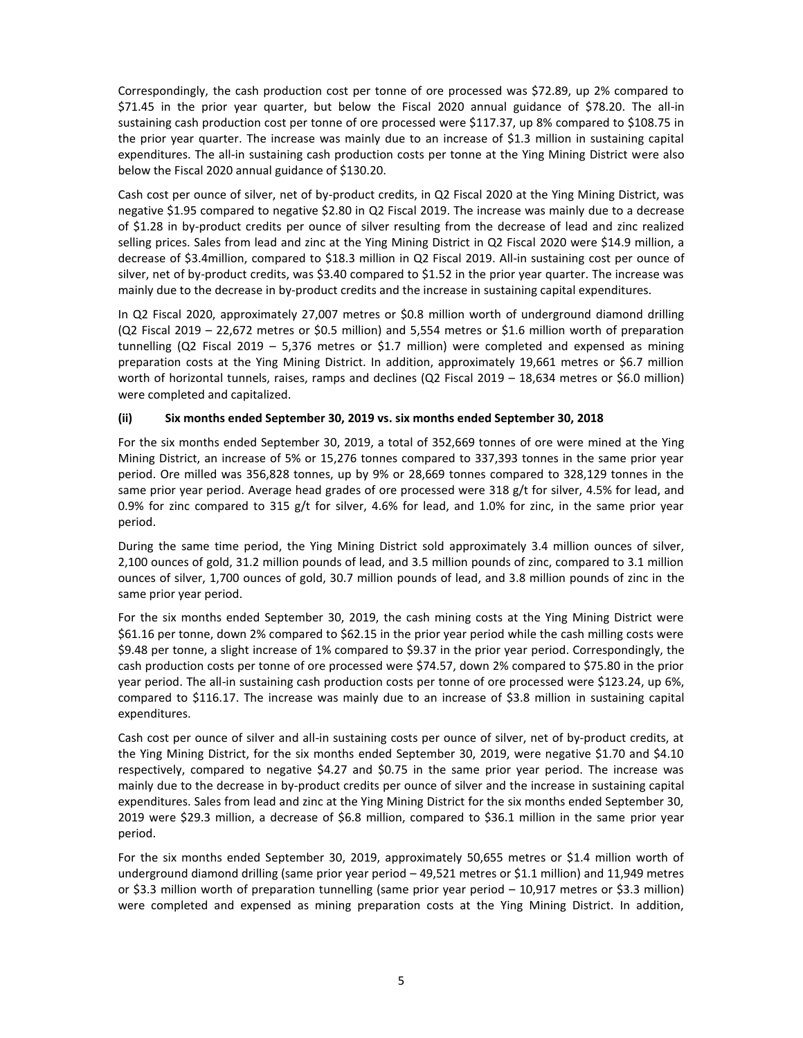Correspondingly, the cash production cost per tonne of ore processed was $72.89, up 2% compared to $71.45 in the prior year quarter, but below the Fiscal 2020 annual guidance of $78.20. The all-in sustaining cash production cost per tonne of ore processed were $117.37, up 8% compared to $108.75 in the prior year quarter. The increase was mainly due to an increase of $1.3 million in sustaining capital expenditures. The all-in sustaining cash production costs per tonne at the Ying Mining District were also below the Fiscal 2020 annual guidance of $130.20.

Cash cost per ounce of silver, net of by-product credits, in Q2 Fiscal 2020 at the Ying Mining District, was negative $1.95 compared to negative $2.80 in Q2 Fiscal 2019. The increase was mainly due to a decrease of $1.28 in by-product credits per ounce of silver resulting from the decrease of lead and zinc realized selling prices. Sales from lead and zinc at the Ying Mining District in Q2 Fiscal 2020 were $14.9 million, a decrease of $3.4million, compared to $18.3 million in Q2 Fiscal 2019. All-in sustaining cost per ounce of silver, net of by-product credits, was $3.40 compared to $1.52 in the prior year quarter. The increase was mainly due to the decrease in by-product credits and the increase in sustaining capital expenditures.

In Q2 Fiscal 2020, approximately 27,007 metres or $0.8 million worth of underground diamond drilling (Q2 Fiscal 2019 – 22,672 metres or $0.5 million) and 5,554 metres or $1.6 million worth of preparation tunnelling (Q2 Fiscal 2019 – 5,376 metres or $1.7 million) were completed and expensed as mining preparation costs at the Ying Mining District. In addition, approximately 19,661 metres or $6.7 million worth of horizontal tunnels, raises, ramps and declines (Q2 Fiscal 2019 – 18,634 metres or $6.0 million) were completed and capitalized.

**(ii) Six months ended September 30, 2019 vs. six months ended September 30, 2018**

For the six months ended September 30, 2019, a total of 352,669 tonnes of ore were mined at the Ying Mining District, an increase of 5% or 15,276 tonnes compared to 337,393 tonnes in the same prior year period. Ore milled was 356,828 tonnes, up by 9% or 28,669 tonnes compared to 328,129 tonnes in the same prior year period. Average head grades of ore processed were 318 g/t for silver, 4.5% for lead, and 0.9% for zinc compared to 315 g/t for silver, 4.6% for lead, and 1.0% for zinc, in the same prior year period.

During the same time period, the Ying Mining District sold approximately 3.4 million ounces of silver, 2,100 ounces of gold, 31.2 million pounds of lead, and 3.5 million pounds of zinc, compared to 3.1 million ounces of silver, 1,700 ounces of gold, 30.7 million pounds of lead, and 3.8 million pounds of zinc in the same prior year period.

For the six months ended September 30, 2019, the cash mining costs at the Ying Mining District were $61.16 per tonne, down 2% compared to $62.15 in the prior year period while the cash milling costs were $9.48 per tonne, a slight increase of 1% compared to $9.37 in the prior year period. Correspondingly, the cash production costs per tonne of ore processed were $74.57, down 2% compared to $75.80 in the prior year period. The all-in sustaining cash production costs per tonne of ore processed were $123.24, up 6%, compared to $116.17. The increase was mainly due to an increase of $3.8 million in sustaining capital expenditures.

Cash cost per ounce of silver and all-in sustaining costs per ounce of silver, net of by-product credits, at the Ying Mining District, for the six months ended September 30, 2019, were negative $1.70 and $4.10 respectively, compared to negative $4.27 and $0.75 in the same prior year period. The increase was mainly due to the decrease in by-product credits per ounce of silver and the increase in sustaining capital expenditures. Sales from lead and zinc at the Ying Mining District for the six months ended September 30, 2019 were $29.3 million, a decrease of $6.8 million, compared to $36.1 million in the same prior year period.

For the six months ended September 30, 2019, approximately 50,655 metres or $1.4 million worth of underground diamond drilling (same prior year period – 49,521 metres or $1.1 million) and 11,949 metres or $3.3 million worth of preparation tunnelling (same prior year period – 10,917 metres or $3.3 million) were completed and expensed as mining preparation costs at the Ying Mining District. In addition,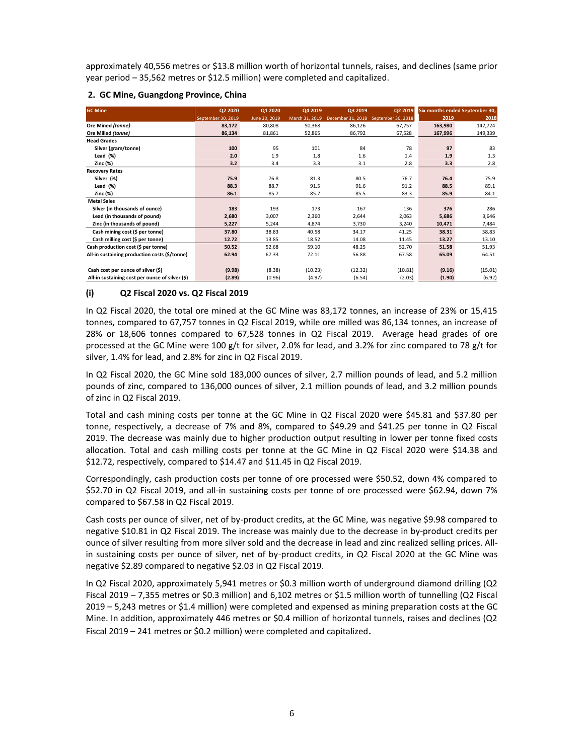approximately 40,556 metres or $13.8 million worth of horizontal tunnels, raises, and declines (same prior year period – 35,562 metres or $12.5 million) were completed and capitalized.

## 2. GC Mine, Guangdong Province, China

| GC Mine | Q2 2020 | Q1 2020 | Q4 2019 | Q3 2019 | Q2 2019 | Six months ended September 30, | |
|---|---|---|---|---|---|---|---|
| | September 30, 2019 | June 30, 2019 | March 31, 2019 | December 31, 2018 | September 30, 2018 | 2019 | 2018 |
| **Ore Mined *(tonne)*** | **83,172** | 80,808 | 50,368 | 86,126 | 67,757 | **163,980** | 147,724 |
| **Ore Milled *(tonne)*** | **86,134** | 81,861 | 52,865 | 86,792 | 67,528 | **167,996** | 149,339 |
| **Head Grades** | | | | | | | |
| Silver (gram/tonne) | **100** | 95 | 101 | 84 | 78 | **97** | 83 |
| Lead (%) | **2.0** | 1.9 | 1.8 | 1.6 | 1.4 | **1.9** | 1.3 |
| Zinc (%) | **3.2** | 3.4 | 3.3 | 3.1 | 2.8 | **3.3** | 2.8 |
| **Recovery Rates** | | | | | | | |
| Silver (%) | **75.9** | 76.8 | 81.3 | 80.5 | 76.7 | **76.4** | 75.9 |
| Lead (%) | **88.3** | 88.7 | 91.5 | 91.6 | 91.2 | **88.5** | 89.1 |
| Zinc (%) | **86.1** | 85.7 | 85.7 | 85.5 | 83.3 | **85.9** | 84.1 |
| **Metal Sales** | | | | | | | |
| Silver (in thousands of ounce) | **183** | 193 | 173 | 167 | 136 | **376** | 286 |
| Lead (in thousands of pound) | **2,680** | 3,007 | 2,360 | 2,644 | 2,063 | **5,686** | 3,646 |
| Zinc (in thousands of pound) | **5,227** | 5,244 | 4,874 | 3,730 | 3,240 | **10,471** | 7,484 |
| Cash mining cost ($ per tonne) | **37.80** | 38.83 | 40.58 | 34.17 | 41.25 | **38.31** | 38.83 |
| Cash milling cost ($ per tonne) | **12.72** | 13.85 | 18.52 | 14.08 | 11.45 | **13.27** | 13.10 |
| **Cash production cost ($ per tonne)** | **50.52** | 52.68 | 59.10 | 48.25 | 52.70 | **51.58** | 51.93 |
| **All-in sustaining production costs ($/tonne)** | **62.94** | 67.33 | 72.11 | 56.88 | 67.58 | **65.09** | 64.51 |
| | | | | | | | |
| **Cash cost per ounce of silver ($)** | **(9.98)** | (8.38) | (10.23) | (12.32) | (10.81) | **(9.16)** | (15.01) |
| **All-in sustaining cost per ounce of silver ($)** | **(2.89)** | (0.96) | (4.97) | (6.54) | (2.03) | **(1.90)** | (6.92) |

### (i) Q2 Fiscal 2020 vs. Q2 Fiscal 2019

In Q2 Fiscal 2020, the total ore mined at the GC Mine was 83,172 tonnes, an increase of 23% or 15,415 tonnes, compared to 67,757 tonnes in Q2 Fiscal 2019, while ore milled was 86,134 tonnes, an increase of 28% or 18,606 tonnes compared to 67,528 tonnes in Q2 Fiscal 2019. Average head grades of ore processed at the GC Mine were 100 g/t for silver, 2.0% for lead, and 3.2% for zinc compared to 78 g/t for silver, 1.4% for lead, and 2.8% for zinc in Q2 Fiscal 2019.

In Q2 Fiscal 2020, the GC Mine sold 183,000 ounces of silver, 2.7 million pounds of lead, and 5.2 million pounds of zinc, compared to 136,000 ounces of silver, 2.1 million pounds of lead, and 3.2 million pounds of zinc in Q2 Fiscal 2019.

Total and cash mining costs per tonne at the GC Mine in Q2 Fiscal 2020 were $45.81 and $37.80 per tonne, respectively, a decrease of 7% and 8%, compared to $49.29 and $41.25 per tonne in Q2 Fiscal 2019. The decrease was mainly due to higher production output resulting in lower per tonne fixed costs allocation. Total and cash milling costs per tonne at the GC Mine in Q2 Fiscal 2020 were $14.38 and $12.72, respectively, compared to $14.47 and $11.45 in Q2 Fiscal 2019.

Correspondingly, cash production costs per tonne of ore processed were $50.52, down 4% compared to $52.70 in Q2 Fiscal 2019, and all-in sustaining costs per tonne of ore processed were $62.94, down 7% compared to $67.58 in Q2 Fiscal 2019.

Cash costs per ounce of silver, net of by-product credits, at the GC Mine, was negative $9.98 compared to negative $10.81 in Q2 Fiscal 2019. The increase was mainly due to the decrease in by-product credits per ounce of silver resulting from more silver sold and the decrease in lead and zinc realized selling prices. All-in sustaining costs per ounce of silver, net of by-product credits, in Q2 Fiscal 2020 at the GC Mine was negative $2.89 compared to negative $2.03 in Q2 Fiscal 2019.

In Q2 Fiscal 2020, approximately 5,941 metres or $0.3 million worth of underground diamond drilling (Q2 Fiscal 2019 – 7,355 metres or $0.3 million) and 6,102 metres or $1.5 million worth of tunnelling (Q2 Fiscal 2019 – 5,243 metres or $1.4 million) were completed and expensed as mining preparation costs at the GC Mine. In addition, approximately 446 metres or $0.4 million of horizontal tunnels, raises and declines (Q2 Fiscal 2019 – 241 metres or $0.2 million) were completed and capitalized.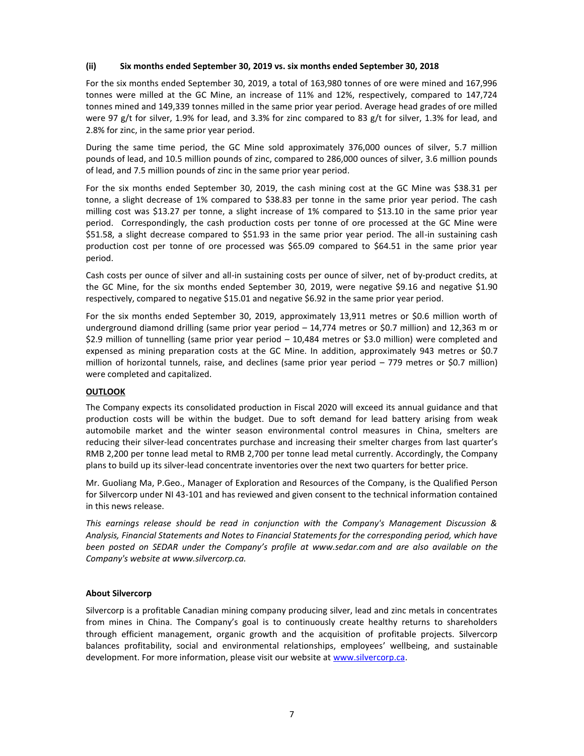### (ii) Six months ended September 30, 2019 vs. six months ended September 30, 2018

For the six months ended September 30, 2019, a total of 163,980 tonnes of ore were mined and 167,996 tonnes were milled at the GC Mine, an increase of 11% and 12%, respectively, compared to 147,724 tonnes mined and 149,339 tonnes milled in the same prior year period. Average head grades of ore milled were 97 g/t for silver, 1.9% for lead, and 3.3% for zinc compared to 83 g/t for silver, 1.3% for lead, and 2.8% for zinc, in the same prior year period.

During the same time period, the GC Mine sold approximately 376,000 ounces of silver, 5.7 million pounds of lead, and 10.5 million pounds of zinc, compared to 286,000 ounces of silver, 3.6 million pounds of lead, and 7.5 million pounds of zinc in the same prior year period.

For the six months ended September 30, 2019, the cash mining cost at the GC Mine was $38.31 per tonne, a slight decrease of 1% compared to $38.83 per tonne in the same prior year period. The cash milling cost was $13.27 per tonne, a slight increase of 1% compared to $13.10 in the same prior year period. Correspondingly, the cash production costs per tonne of ore processed at the GC Mine were $51.58, a slight decrease compared to $51.93 in the same prior year period. The all-in sustaining cash production cost per tonne of ore processed was $65.09 compared to $64.51 in the same prior year period.

Cash costs per ounce of silver and all-in sustaining costs per ounce of silver, net of by-product credits, at the GC Mine, for the six months ended September 30, 2019, were negative $9.16 and negative $1.90 respectively, compared to negative $15.01 and negative $6.92 in the same prior year period.

For the six months ended September 30, 2019, approximately 13,911 metres or $0.6 million worth of underground diamond drilling (same prior year period – 14,774 metres or $0.7 million) and 12,363 m or $2.9 million of tunnelling (same prior year period – 10,484 metres or $3.0 million) were completed and expensed as mining preparation costs at the GC Mine. In addition, approximately 943 metres or $0.7 million of horizontal tunnels, raise, and declines (same prior year period – 779 metres or $0.7 million) were completed and capitalized.

## OUTLOOK

The Company expects its consolidated production in Fiscal 2020 will exceed its annual guidance and that production costs will be within the budget. Due to soft demand for lead battery arising from weak automobile market and the winter season environmental control measures in China, smelters are reducing their silver-lead concentrates purchase and increasing their smelter charges from last quarter's RMB 2,200 per tonne lead metal to RMB 2,700 per tonne lead metal currently. Accordingly, the Company plans to build up its silver-lead concentrate inventories over the next two quarters for better price.

Mr. Guoliang Ma, P.Geo., Manager of Exploration and Resources of the Company, is the Qualified Person for Silvercorp under NI 43-101 and has reviewed and given consent to the technical information contained in this news release.

*This earnings release should be read in conjunction with the Company's Management Discussion & Analysis, Financial Statements and Notes to Financial Statements for the corresponding period, which have been posted on SEDAR under the Company's profile at www.sedar.com and are also available on the Company's website at www.silvercorp.ca.*

## About Silvercorp

Silvercorp is a profitable Canadian mining company producing silver, lead and zinc metals in concentrates from mines in China. The Company's goal is to continuously create healthy returns to shareholders through efficient management, organic growth and the acquisition of profitable projects. Silvercorp balances profitability, social and environmental relationships, employees' wellbeing, and sustainable development. For more information, please visit our website at www.silvercorp.ca.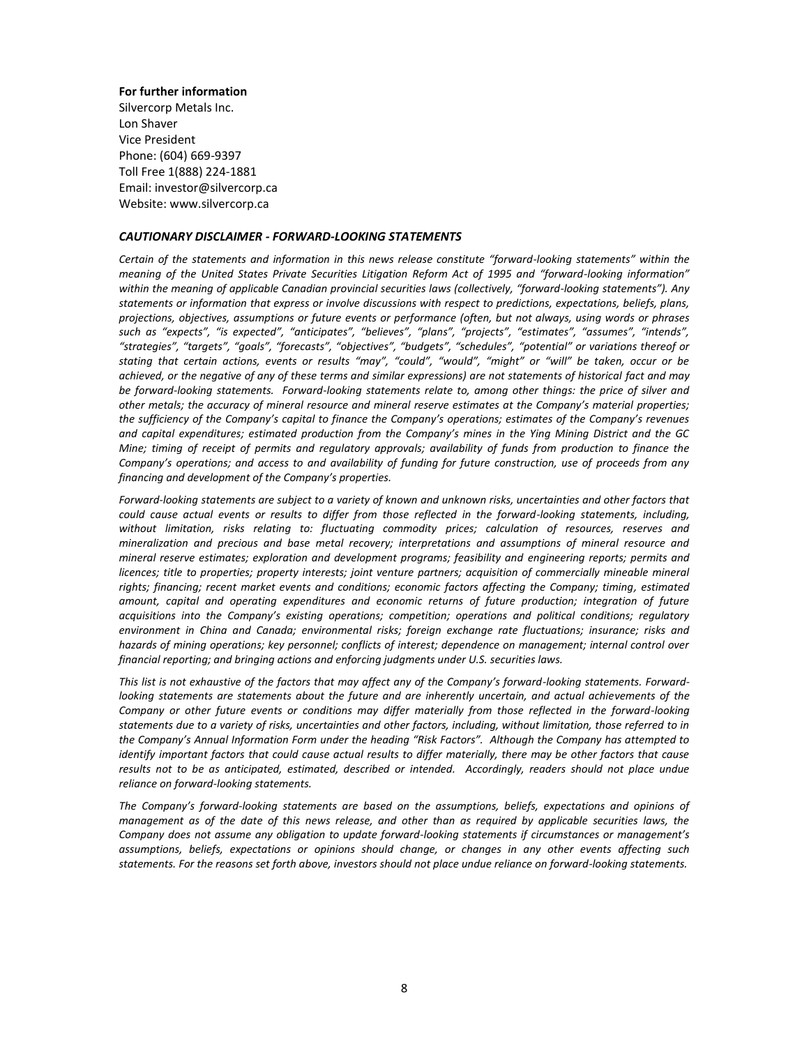**For further information**

Silvercorp Metals Inc.
Lon Shaver
Vice President
Phone: (604) 669-9397
Toll Free 1(888) 224-1881
Email: investor@silvercorp.ca
Website: www.silvercorp.ca

***CAUTIONARY DISCLAIMER - FORWARD-LOOKING STATEMENTS***

*Certain of the statements and information in this news release constitute "forward-looking statements" within the meaning of the United States Private Securities Litigation Reform Act of 1995 and "forward-looking information" within the meaning of applicable Canadian provincial securities laws (collectively, "forward-looking statements"). Any statements or information that express or involve discussions with respect to predictions, expectations, beliefs, plans, projections, objectives, assumptions or future events or performance (often, but not always, using words or phrases such as "expects", "is expected", "anticipates", "believes", "plans", "projects", "estimates", "assumes", "intends", "strategies", "targets", "goals", "forecasts", "objectives", "budgets", "schedules", "potential" or variations thereof or stating that certain actions, events or results "may", "could", "would", "might" or "will" be taken, occur or be achieved, or the negative of any of these terms and similar expressions) are not statements of historical fact and may be forward-looking statements. Forward-looking statements relate to, among other things: the price of silver and other metals; the accuracy of mineral resource and mineral reserve estimates at the Company's material properties; the sufficiency of the Company's capital to finance the Company's operations; estimates of the Company's revenues and capital expenditures; estimated production from the Company's mines in the Ying Mining District and the GC Mine; timing of receipt of permits and regulatory approvals; availability of funds from production to finance the Company's operations; and access to and availability of funding for future construction, use of proceeds from any financing and development of the Company's properties.*

*Forward-looking statements are subject to a variety of known and unknown risks, uncertainties and other factors that could cause actual events or results to differ from those reflected in the forward-looking statements, including, without limitation, risks relating to: fluctuating commodity prices; calculation of resources, reserves and mineralization and precious and base metal recovery; interpretations and assumptions of mineral resource and mineral reserve estimates; exploration and development programs; feasibility and engineering reports; permits and licences; title to properties; property interests; joint venture partners; acquisition of commercially mineable mineral rights; financing; recent market events and conditions; economic factors affecting the Company; timing, estimated amount, capital and operating expenditures and economic returns of future production; integration of future acquisitions into the Company's existing operations; competition; operations and political conditions; regulatory environment in China and Canada; environmental risks; foreign exchange rate fluctuations; insurance; risks and hazards of mining operations; key personnel; conflicts of interest; dependence on management; internal control over financial reporting; and bringing actions and enforcing judgments under U.S. securities laws.*

*This list is not exhaustive of the factors that may affect any of the Company's forward-looking statements. Forward-looking statements are statements about the future and are inherently uncertain, and actual achievements of the Company or other future events or conditions may differ materially from those reflected in the forward-looking statements due to a variety of risks, uncertainties and other factors, including, without limitation, those referred to in the Company's Annual Information Form under the heading "Risk Factors". Although the Company has attempted to identify important factors that could cause actual results to differ materially, there may be other factors that cause results not to be as anticipated, estimated, described or intended. Accordingly, readers should not place undue reliance on forward-looking statements.*

*The Company's forward-looking statements are based on the assumptions, beliefs, expectations and opinions of management as of the date of this news release, and other than as required by applicable securities laws, the Company does not assume any obligation to update forward-looking statements if circumstances or management's assumptions, beliefs, expectations or opinions should change, or changes in any other events affecting such statements. For the reasons set forth above, investors should not place undue reliance on forward-looking statements.*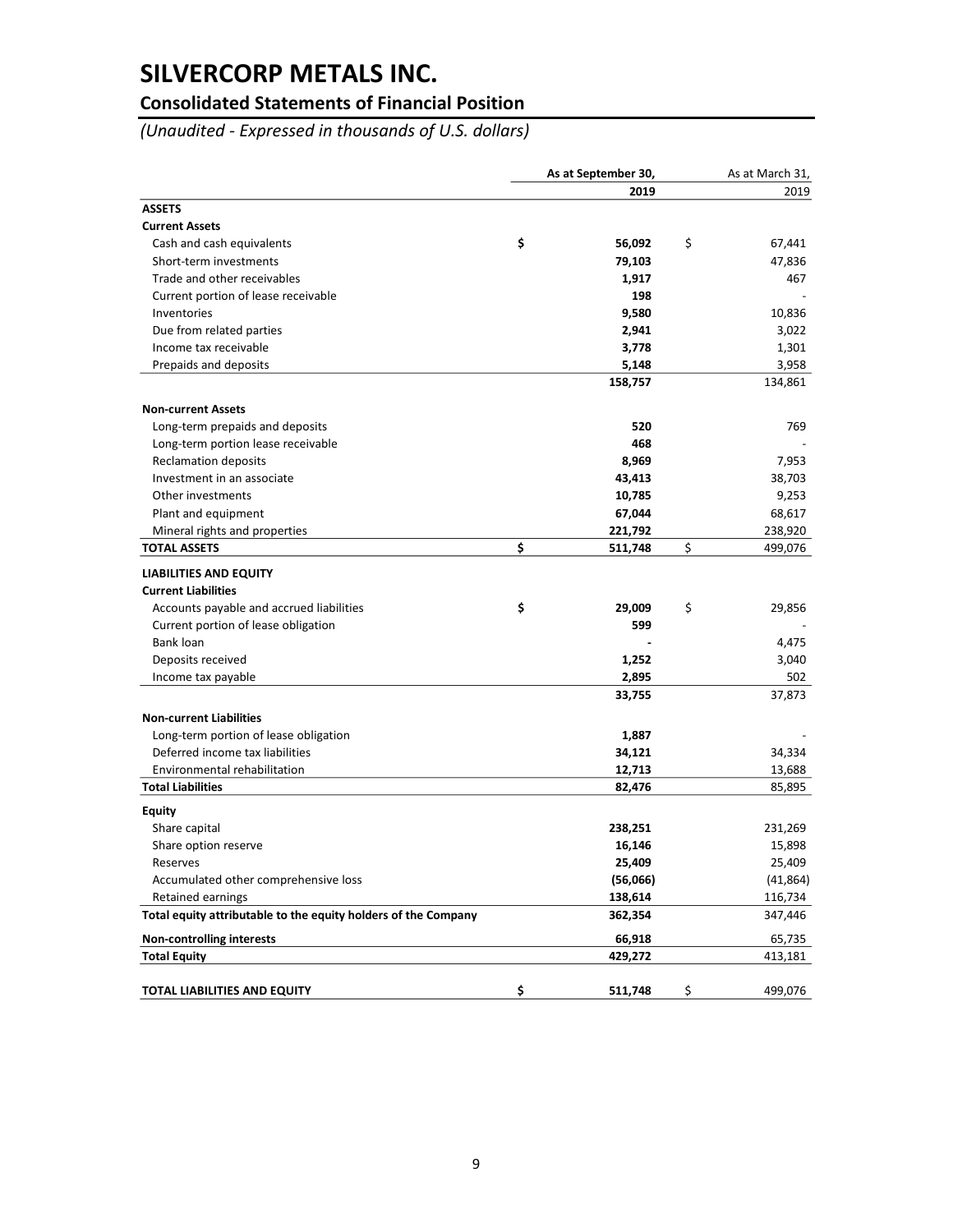# SILVERCORP METALS INC.

## Consolidated Statements of Financial Position

*(Unaudited - Expressed in thousands of U.S. dollars)*

| | As at September 30, 2019 | As at March 31, 2019 |
|---|---|---|
| **ASSETS** | | |
| **Current Assets** | | |
| Cash and cash equivalents | **$ 56,092** | $ 67,441 |
| Short-term investments | **79,103** | 47,836 |
| Trade and other receivables | **1,917** | 467 |
| Current portion of lease receivable | **198** | - |
| Inventories | **9,580** | 10,836 |
| Due from related parties | **2,941** | 3,022 |
| Income tax receivable | **3,778** | 1,301 |
| Prepaids and deposits | **5,148** | 3,958 |
| | **158,757** | 134,861 |
| **Non-current Assets** | | |
| Long-term prepaids and deposits | **520** | 769 |
| Long-term portion lease receivable | **468** | - |
| Reclamation deposits | **8,969** | 7,953 |
| Investment in an associate | **43,413** | 38,703 |
| Other investments | **10,785** | 9,253 |
| Plant and equipment | **67,044** | 68,617 |
| Mineral rights and properties | **221,792** | 238,920 |
| **TOTAL ASSETS** | **$ 511,748** | $ 499,076 |
| **LIABILITIES AND EQUITY** | | |
| **Current Liabilities** | | |
| Accounts payable and accrued liabilities | **$ 29,009** | $ 29,856 |
| Current portion of lease obligation | **599** | - |
| Bank loan | **-** | 4,475 |
| Deposits received | **1,252** | 3,040 |
| Income tax payable | **2,895** | 502 |
| | **33,755** | 37,873 |
| **Non-current Liabilities** | | |
| Long-term portion of lease obligation | **1,887** | - |
| Deferred income tax liabilities | **34,121** | 34,334 |
| Environmental rehabilitation | **12,713** | 13,688 |
| **Total Liabilities** | **82,476** | 85,895 |
| **Equity** | | |
| Share capital | **238,251** | 231,269 |
| Share option reserve | **16,146** | 15,898 |
| Reserves | **25,409** | 25,409 |
| Accumulated other comprehensive loss | **(56,066)** | (41,864) |
| Retained earnings | **138,614** | 116,734 |
| **Total equity attributable to the equity holders of the Company** | **362,354** | 347,446 |
| **Non-controlling interests** | **66,918** | 65,735 |
| **Total Equity** | **429,272** | 413,181 |
| **TOTAL LIABILITIES AND EQUITY** | **$ 511,748** | $ 499,076 |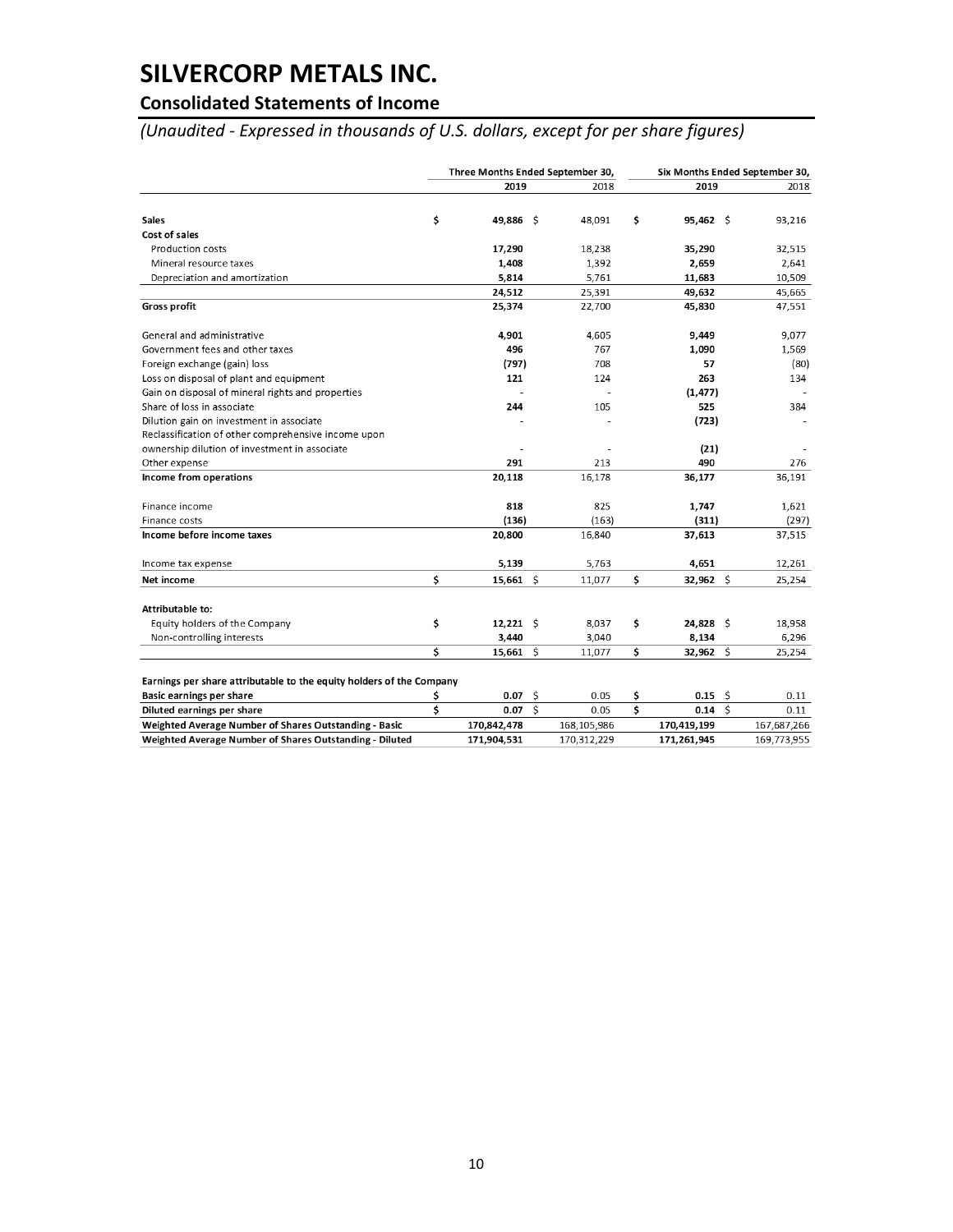# SILVERCORP METALS INC.

## Consolidated Statements of Income

*(Unaudited - Expressed in thousands of U.S. dollars, except for per share figures)*

| | Three Months Ended September 30, | | Six Months Ended September 30, | |
|---|---|---|---|---|
| | **2019** | 2018 | **2019** | 2018 |
| **Sales** | **$ 49,886** | $ 48,091 | **$ 95,462** | $ 93,216 |
| **Cost of sales** | | | | |
| Production costs | **17,290** | 18,238 | **35,290** | 32,515 |
| Mineral resource taxes | **1,408** | 1,392 | **2,659** | 2,641 |
| Depreciation and amortization | **5,814** | 5,761 | **11,683** | 10,509 |
| | **24,512** | 25,391 | **49,632** | 45,665 |
| **Gross profit** | **25,374** | 22,700 | **45,830** | 47,551 |
| General and administrative | **4,901** | 4,605 | **9,449** | 9,077 |
| Government fees and other taxes | **496** | 767 | **1,090** | 1,569 |
| Foreign exchange (gain) loss | **(797)** | 708 | **57** | (80) |
| Loss on disposal of plant and equipment | **121** | 124 | **263** | 134 |
| Gain on disposal of mineral rights and properties | **-** | - | **(1,477)** | - |
| Share of loss in associate | **244** | 105 | **525** | 384 |
| Dilution gain on investment in associate | **-** | - | **(723)** | - |
| Reclassification of other comprehensive income upon ownership dilution of investment in associate | **-** | - | **(21)** | - |
| Other expense | **291** | 213 | **490** | 276 |
| **Income from operations** | **20,118** | 16,178 | **36,177** | 36,191 |
| Finance income | **818** | 825 | **1,747** | 1,621 |
| Finance costs | **(136)** | (163) | **(311)** | (297) |
| **Income before income taxes** | **20,800** | 16,840 | **37,613** | 37,515 |
| Income tax expense | **5,139** | 5,763 | **4,651** | 12,261 |
| **Net income** | **$ 15,661** | $ 11,077 | **$ 32,962** | $ 25,254 |
| **Attributable to:** | | | | |
| Equity holders of the Company | **$ 12,221** | $ 8,037 | **$ 24,828** | $ 18,958 |
| Non-controlling interests | **3,440** | 3,040 | **8,134** | 6,296 |
| | **$ 15,661** | $ 11,077 | **$ 32,962** | $ 25,254 |
| **Earnings per share attributable to the equity holders of the Company** | | | | |
| **Basic earnings per share** | **$ 0.07** | $ 0.05 | **$ 0.15** | $ 0.11 |
| **Diluted earnings per share** | **$ 0.07** | $ 0.05 | **$ 0.14** | $ 0.11 |
| **Weighted Average Number of Shares Outstanding - Basic** | **170,842,478** | 168,105,986 | **170,419,199** | 167,687,266 |
| **Weighted Average Number of Shares Outstanding - Diluted** | **171,904,531** | 170,312,229 | **171,261,945** | 169,773,955 |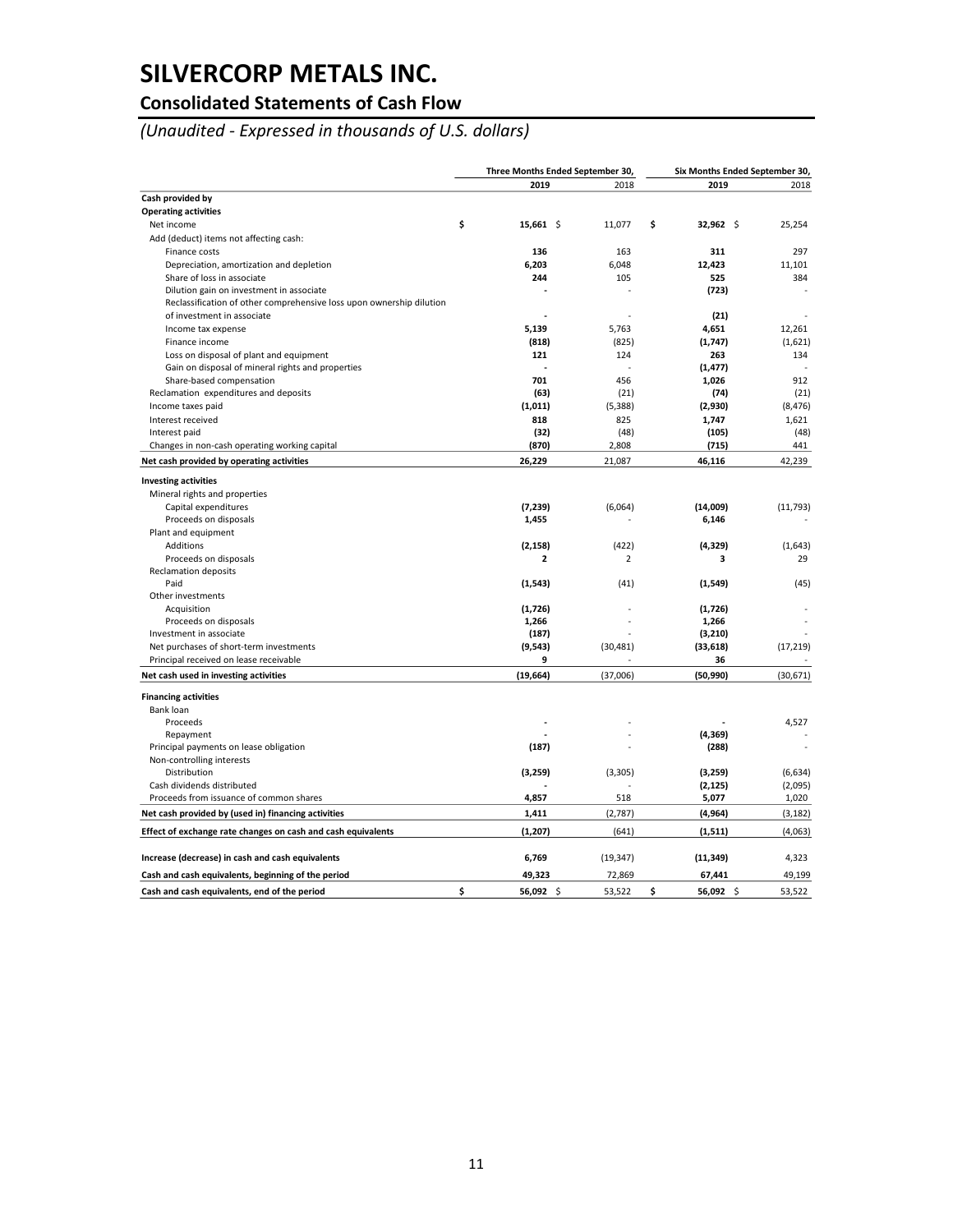# SILVERCORP METALS INC.

## Consolidated Statements of Cash Flow

### *(Unaudited - Expressed in thousands of U.S. dollars)*

| | Three Months Ended September 30, | | Six Months Ended September 30, | |
|---|---|---|---|---|
| | **2019** | 2018 | **2019** | 2018 |
| **Cash provided by** | | | | |
| **Operating activities** | | | | |
| Net income | **$ 15,661** | $ 11,077 | **$ 32,962** | $ 25,254 |
| Add (deduct) items not affecting cash: | | | | |
| Finance costs | **136** | 163 | **311** | 297 |
| Depreciation, amortization and depletion | **6,203** | 6,048 | **12,423** | 11,101 |
| Share of loss in associate | **244** | 105 | **525** | 384 |
| Dilution gain on investment in associate | **-** | - | **(723)** | - |
| Reclassification of other comprehensive loss upon ownership dilution of investment in associate | **-** | - | **(21)** | - |
| Income tax expense | **5,139** | 5,763 | **4,651** | 12,261 |
| Finance income | **(818)** | (825) | **(1,747)** | (1,621) |
| Loss on disposal of plant and equipment | **121** | 124 | **263** | 134 |
| Gain on disposal of mineral rights and properties | **-** | - | **(1,477)** | - |
| Share-based compensation | **701** | 456 | **1,026** | 912 |
| Reclamation expenditures and deposits | **(63)** | (21) | **(74)** | (21) |
| Income taxes paid | **(1,011)** | (5,388) | **(2,930)** | (8,476) |
| Interest received | **818** | 825 | **1,747** | 1,621 |
| Interest paid | **(32)** | (48) | **(105)** | (48) |
| Changes in non-cash operating working capital | **(870)** | 2,808 | **(715)** | 441 |
| **Net cash provided by operating activities** | **26,229** | 21,087 | **46,116** | 42,239 |
| **Investing activities** | | | | |
| Mineral rights and properties | | | | |
| Capital expenditures | **(7,239)** | (6,064) | **(14,009)** | (11,793) |
| Proceeds on disposals | **1,455** | - | **6,146** | - |
| Plant and equipment | | | | |
| Additions | **(2,158)** | (422) | **(4,329)** | (1,643) |
| Proceeds on disposals | **2** | 2 | **3** | 29 |
| Reclamation deposits | | | | |
| Paid | **(1,543)** | (41) | **(1,549)** | (45) |
| Other investments | | | | |
| Acquisition | **(1,726)** | - | **(1,726)** | - |
| Proceeds on disposals | **1,266** | - | **1,266** | - |
| Investment in associate | **(187)** | - | **(3,210)** | - |
| Net purchases of short-term investments | **(9,543)** | (30,481) | **(33,618)** | (17,219) |
| Principal received on lease receivable | **9** | - | **36** | - |
| **Net cash used in investing activities** | **(19,664)** | (37,006) | **(50,990)** | (30,671) |
| **Financing activities** | | | | |
| Bank loan | | | | |
| Proceeds | **-** | - | **-** | 4,527 |
| Repayment | **-** | - | **(4,369)** | - |
| Principal payments on lease obligation | **(187)** | - | **(288)** | - |
| Non-controlling interests | | | | |
| Distribution | **(3,259)** | (3,305) | **(3,259)** | (6,634) |
| Cash dividends distributed | **-** | - | **(2,125)** | (2,095) |
| Proceeds from issuance of common shares | **4,857** | 518 | **5,077** | 1,020 |
| **Net cash provided by (used in) financing activities** | **1,411** | (2,787) | **(4,964)** | (3,182) |
| **Effect of exchange rate changes on cash and cash equivalents** | **(1,207)** | (641) | **(1,511)** | (4,063) |
| **Increase (decrease) in cash and cash equivalents** | **6,769** | (19,347) | **(11,349)** | 4,323 |
| **Cash and cash equivalents, beginning of the period** | **49,323** | 72,869 | **67,441** | 49,199 |
| **Cash and cash equivalents, end of the period** | **$ 56,092** | $ 53,522 | **$ 56,092** | $ 53,522 |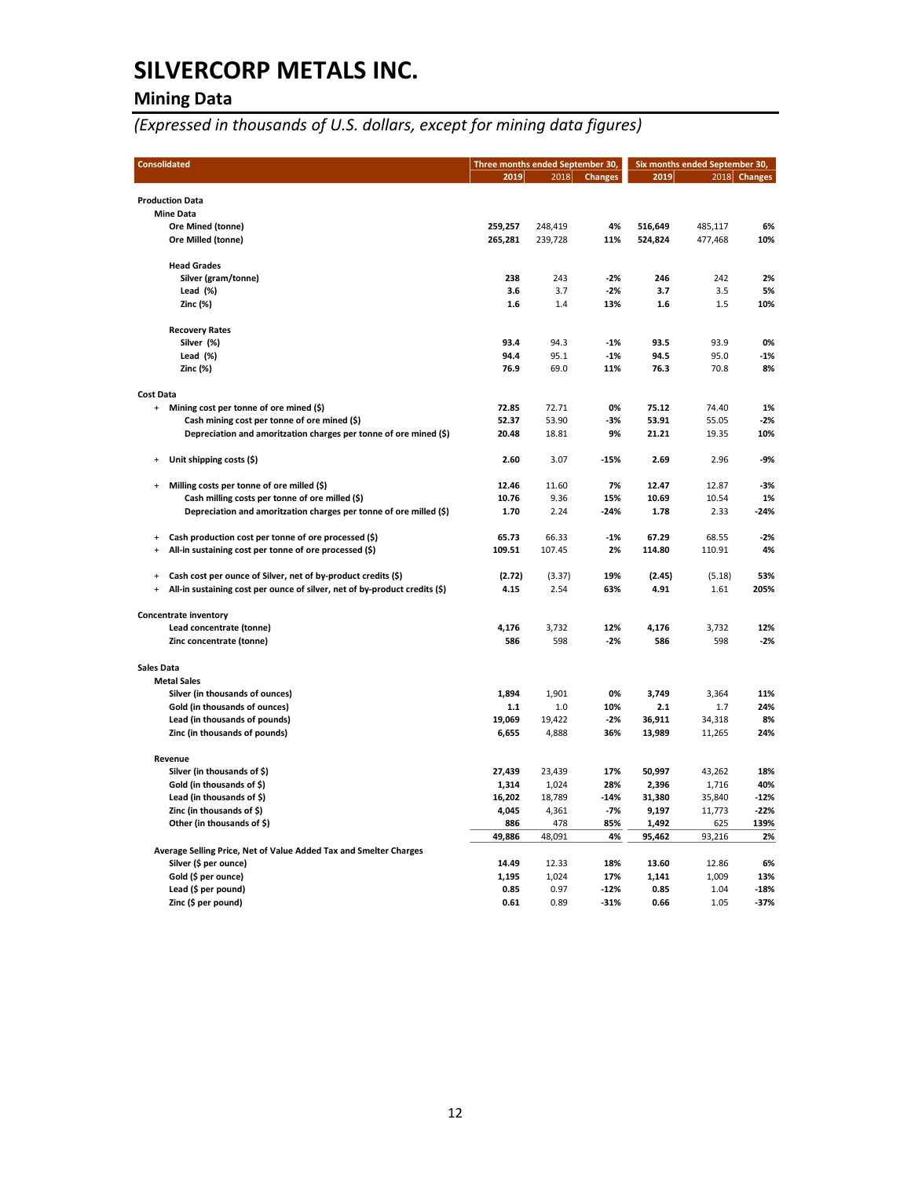# SILVERCORP METALS INC.

## Mining Data

*(Expressed in thousands of U.S. dollars, except for mining data figures)*

| Consolidated | Three months ended September 30, | | | Six months ended September 30, | | |
|---|---|---|---|---|---|---|
| | 2019 | 2018 | Changes | 2019 | 2018 | Changes |
| **Production Data** | | | | | | |
| **Mine Data** | | | | | | |
| Ore Mined (tonne) | 259,257 | 248,419 | 4% | 516,649 | 485,117 | 6% |
| Ore Milled (tonne) | 265,281 | 239,728 | 11% | 524,824 | 477,468 | 10% |
| **Head Grades** | | | | | | |
| Silver (gram/tonne) | 238 | 243 | -2% | 246 | 242 | 2% |
| Lead (%) | 3.6 | 3.7 | -2% | 3.7 | 3.5 | 5% |
| Zinc (%) | 1.6 | 1.4 | 13% | 1.6 | 1.5 | 10% |
| **Recovery Rates** | | | | | | |
| Silver (%) | 93.4 | 94.3 | -1% | 93.5 | 93.9 | 0% |
| Lead (%) | 94.4 | 95.1 | -1% | 94.5 | 95.0 | -1% |
| Zinc (%) | 76.9 | 69.0 | 11% | 76.3 | 70.8 | 8% |
| **Cost Data** | | | | | | |
| + Mining cost per tonne of ore mined ($) | 72.85 | 72.71 | 0% | 75.12 | 74.40 | 1% |
| Cash mining cost per tonne of ore mined ($) | 52.37 | 53.90 | -3% | 53.91 | 55.05 | -2% |
| Depreciation and amortization charges per tonne of ore mined ($) | 20.48 | 18.81 | 9% | 21.21 | 19.35 | 10% |
| + Unit shipping costs ($) | 2.60 | 3.07 | -15% | 2.69 | 2.96 | -9% |
| + Milling costs per tonne of ore milled ($) | 12.46 | 11.60 | 7% | 12.47 | 12.87 | -3% |
| Cash milling costs per tonne of ore milled ($) | 10.76 | 9.36 | 15% | 10.69 | 10.54 | 1% |
| Depreciation and amortization charges per tonne of ore milled ($) | 1.70 | 2.24 | -24% | 1.78 | 2.33 | -24% |
| + Cash production cost per tonne of ore processed ($) | 65.73 | 66.33 | -1% | 67.29 | 68.55 | -2% |
| + All-in sustaining cost per tonne of ore processed ($) | 109.51 | 107.45 | 2% | 114.80 | 110.91 | 4% |
| + Cash cost per ounce of Silver, net of by-product credits ($) | (2.72) | (3.37) | 19% | (2.45) | (5.18) | 53% |
| + All-in sustaining cost per ounce of silver, net of by-product credits ($) | 4.15 | 2.54 | 63% | 4.91 | 1.61 | 205% |
| **Concentrate inventory** | | | | | | |
| Lead concentrate (tonne) | 4,176 | 3,732 | 12% | 4,176 | 3,732 | 12% |
| Zinc concentrate (tonne) | 586 | 598 | -2% | 586 | 598 | -2% |
| **Sales Data** | | | | | | |
| **Metal Sales** | | | | | | |
| Silver (in thousands of ounces) | 1,894 | 1,901 | 0% | 3,749 | 3,364 | 11% |
| Gold (in thousands of ounces) | 1.1 | 1.0 | 10% | 2.1 | 1.7 | 24% |
| Lead (in thousands of pounds) | 19,069 | 19,422 | -2% | 36,911 | 34,318 | 8% |
| Zinc (in thousands of pounds) | 6,655 | 4,888 | 36% | 13,989 | 11,265 | 24% |
| **Revenue** | | | | | | |
| Silver (in thousands of $) | 27,439 | 23,439 | 17% | 50,997 | 43,262 | 18% |
| Gold (in thousands of $) | 1,314 | 1,024 | 28% | 2,396 | 1,716 | 40% |
| Lead (in thousands of $) | 16,202 | 18,789 | -14% | 31,380 | 35,840 | -12% |
| Zinc (in thousands of $) | 4,045 | 4,361 | -7% | 9,197 | 11,773 | -22% |
| Other (in thousands of $) | 886 | 478 | 85% | 1,492 | 625 | 139% |
| | 49,886 | 48,091 | 4% | 95,462 | 93,216 | 2% |
| **Average Selling Price, Net of Value Added Tax and Smelter Charges** | | | | | | |
| Silver ($ per ounce) | 14.49 | 12.33 | 18% | 13.60 | 12.86 | 6% |
| Gold ($ per ounce) | 1,195 | 1,024 | 17% | 1,141 | 1,009 | 13% |
| Lead ($ per pound) | 0.85 | 0.97 | -12% | 0.85 | 1.04 | -18% |
| Zinc ($ per pound) | 0.61 | 0.89 | -31% | 0.66 | 1.05 | -37% |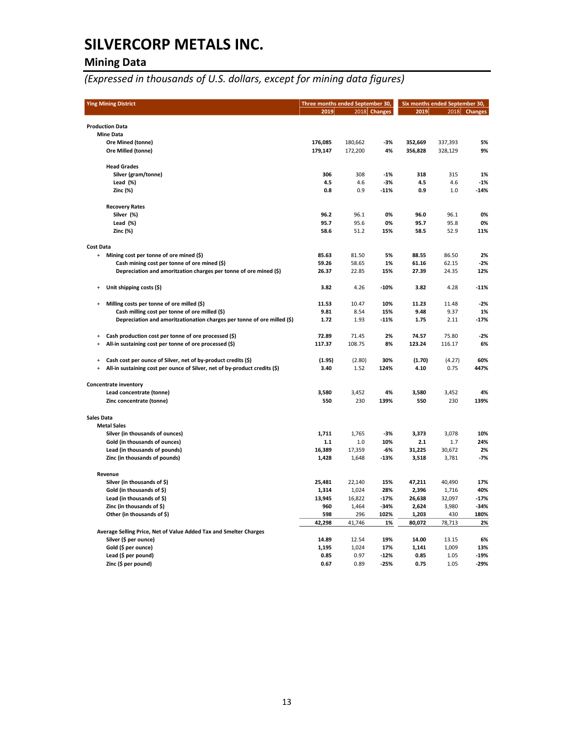# SILVERCORP METALS INC.

## Mining Data

*(Expressed in thousands of U.S. dollars, except for mining data figures)*

| Ying Mining District | Three months ended September 30, | | | Six months ended September 30, | | |
|---|---|---|---|---|---|---|
| | 2019 | 2018 | Changes | 2019 | 2018 | Changes |
| **Production Data** | | | | | | |
| **Mine Data** | | | | | | |
| Ore Mined (tonne) | 176,085 | 180,662 | -3% | 352,669 | 337,393 | 5% |
| Ore Milled (tonne) | 179,147 | 172,200 | 4% | 356,828 | 328,129 | 9% |
| **Head Grades** | | | | | | |
| Silver (gram/tonne) | 306 | 308 | -1% | 318 | 315 | 1% |
| Lead (%) | 4.5 | 4.6 | -3% | 4.5 | 4.6 | -1% |
| Zinc (%) | 0.8 | 0.9 | -11% | 0.9 | 1.0 | -14% |
| **Recovery Rates** | | | | | | |
| Silver (%) | 96.2 | 96.1 | 0% | 96.0 | 96.1 | 0% |
| Lead (%) | 95.7 | 95.6 | 0% | 95.7 | 95.8 | 0% |
| Zinc (%) | 58.6 | 51.2 | 15% | 58.5 | 52.9 | 11% |
| **Cost Data** | | | | | | |
| + Mining cost per tonne of ore mined ($) | 85.63 | 81.50 | 5% | 88.55 | 86.50 | 2% |
| Cash mining cost per tonne of ore mined ($) | 59.26 | 58.65 | 1% | 61.16 | 62.15 | -2% |
| Depreciation and amoritzation charges per tonne of ore mined ($) | 26.37 | 22.85 | 15% | 27.39 | 24.35 | 12% |
| + Unit shipping costs ($) | 3.82 | 4.26 | -10% | 3.82 | 4.28 | -11% |
| + Milling costs per tonne of ore milled ($) | 11.53 | 10.47 | 10% | 11.23 | 11.48 | -2% |
| Cash milling cost per tonne of ore milled ($) | 9.81 | 8.54 | 15% | 9.48 | 9.37 | 1% |
| Depreciation and amoritizationation charges per tonne of ore milled ($) | 1.72 | 1.93 | -11% | 1.75 | 2.11 | -17% |
| + Cash production cost per tonne of ore processed ($) | 72.89 | 71.45 | 2% | 74.57 | 75.80 | -2% |
| + All-in sustaining cost per tonne of ore processed ($) | 117.37 | 108.75 | 8% | 123.24 | 116.17 | 6% |
| + Cash cost per ounce of Silver, net of by-product credits ($) | (1.95) | (2.80) | 30% | (1.70) | (4.27) | 60% |
| + All-in sustaining cost per ounce of Silver, net of by-product credits ($) | 3.40 | 1.52 | 124% | 4.10 | 0.75 | 447% |
| **Concentrate inventory** | | | | | | |
| Lead concentrate (tonne) | 3,580 | 3,452 | 4% | 3,580 | 3,452 | 4% |
| Zinc concentrate (tonne) | 550 | 230 | 139% | 550 | 230 | 139% |
| **Sales Data** | | | | | | |
| **Metal Sales** | | | | | | |
| Silver (in thousands of ounces) | 1,711 | 1,765 | -3% | 3,373 | 3,078 | 10% |
| Gold (in thousands of ounces) | 1.1 | 1.0 | 10% | 2.1 | 1.7 | 24% |
| Lead (in thousands of pounds) | 16,389 | 17,359 | -6% | 31,225 | 30,672 | 2% |
| Zinc (in thousands of pounds) | 1,428 | 1,648 | -13% | 3,518 | 3,781 | -7% |
| **Revenue** | | | | | | |
| Silver (in thousands of $) | 25,481 | 22,140 | 15% | 47,211 | 40,490 | 17% |
| Gold (in thousands of $) | 1,314 | 1,024 | 28% | 2,396 | 1,716 | 40% |
| Lead (in thousands of $) | 13,945 | 16,822 | -17% | 26,638 | 32,097 | -17% |
| Zinc (in thousands of $) | 960 | 1,464 | -34% | 2,624 | 3,980 | -34% |
| Other (in thousands of $) | 598 | 296 | 102% | 1,203 | 430 | 180% |
| | 42,298 | 41,746 | 1% | 80,072 | 78,713 | 2% |
| **Average Selling Price, Net of Value Added Tax and Smelter Charges** | | | | | | |
| Silver ($ per ounce) | 14.89 | 12.54 | 19% | 14.00 | 13.15 | 6% |
| Gold ($ per ounce) | 1,195 | 1,024 | 17% | 1,141 | 1,009 | 13% |
| Lead ($ per pound) | 0.85 | 0.97 | -12% | 0.85 | 1.05 | -19% |
| Zinc ($ per pound) | 0.67 | 0.89 | -25% | 0.75 | 1.05 | -29% |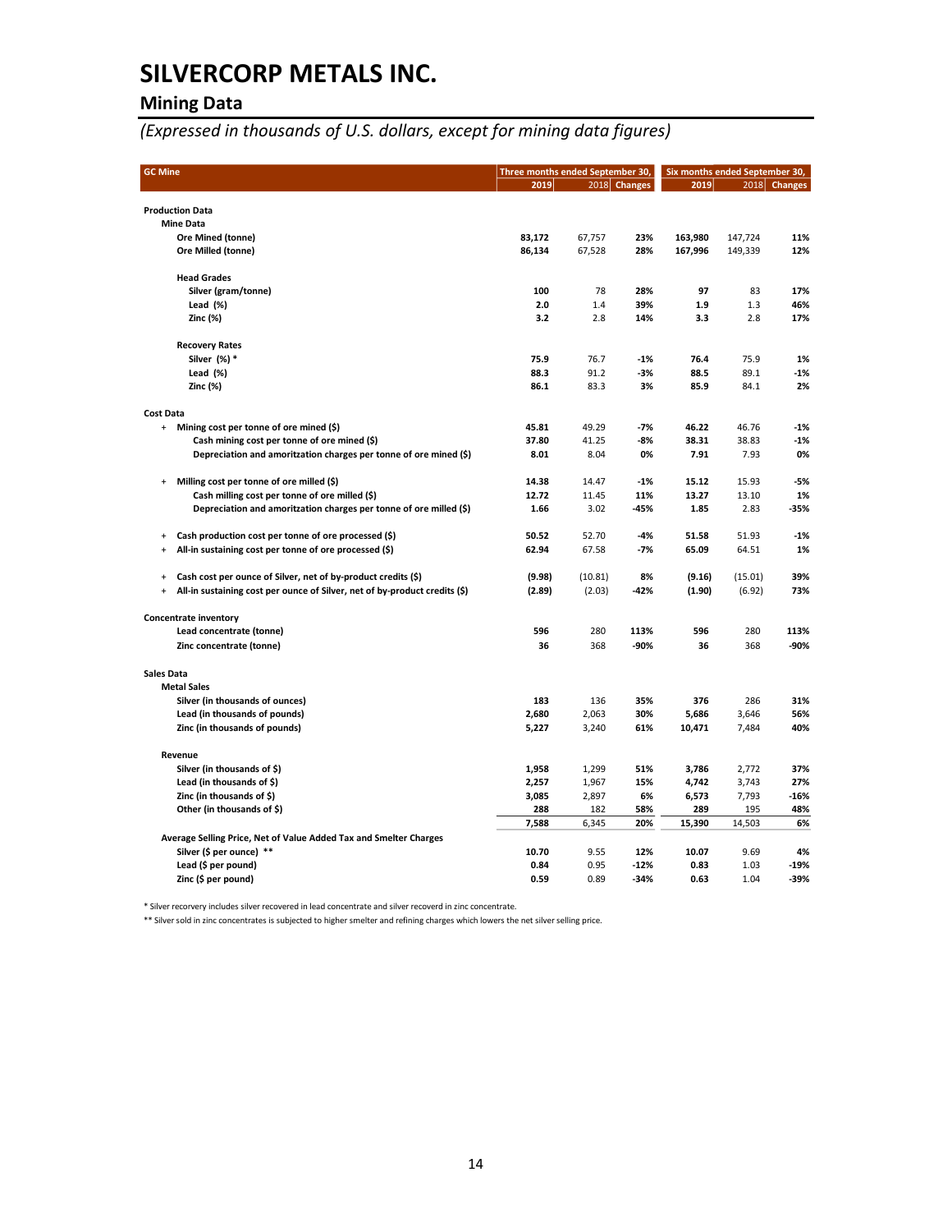# SILVERCORP METALS INC.

## Mining Data

*(Expressed in thousands of U.S. dollars, except for mining data figures)*

| GC Mine | Three months ended September 30, | | | Six months ended September 30, | | |
|---|---|---|---|---|---|---|
| | 2019 | 2018 | Changes | 2019 | 2018 | Changes |
| **Production Data** | | | | | | |
| **Mine Data** | | | | | | |
| Ore Mined (tonne) | 83,172 | 67,757 | 23% | 163,980 | 147,724 | 11% |
| Ore Milled (tonne) | 86,134 | 67,528 | 28% | 167,996 | 149,339 | 12% |
| **Head Grades** | | | | | | |
| Silver (gram/tonne) | 100 | 78 | 28% | 97 | 83 | 17% |
| Lead (%) | 2.0 | 1.4 | 39% | 1.9 | 1.3 | 46% |
| Zinc (%) | 3.2 | 2.8 | 14% | 3.3 | 2.8 | 17% |
| **Recovery Rates** | | | | | | |
| Silver (%) * | 75.9 | 76.7 | -1% | 76.4 | 75.9 | 1% |
| Lead (%) | 88.3 | 91.2 | -3% | 88.5 | 89.1 | -1% |
| Zinc (%) | 86.1 | 83.3 | 3% | 85.9 | 84.1 | 2% |
| **Cost Data** | | | | | | |
| + Mining cost per tonne of ore mined ($) | 45.81 | 49.29 | -7% | 46.22 | 46.76 | -1% |
| Cash mining cost per tonne of ore mined ($) | 37.80 | 41.25 | -8% | 38.31 | 38.83 | -1% |
| Depreciation and amortization charges per tonne of ore mined ($) | 8.01 | 8.04 | 0% | 7.91 | 7.93 | 0% |
| + Milling cost per tonne of ore milled ($) | 14.38 | 14.47 | -1% | 15.12 | 15.93 | -5% |
| Cash milling cost per tonne of ore milled ($) | 12.72 | 11.45 | 11% | 13.27 | 13.10 | 1% |
| Depreciation and amortization charges per tonne of ore milled ($) | 1.66 | 3.02 | -45% | 1.85 | 2.83 | -35% |
| + Cash production cost per tonne of ore processed ($) | 50.52 | 52.70 | -4% | 51.58 | 51.93 | -1% |
| + All-in sustaining cost per tonne of ore processed ($) | 62.94 | 67.58 | -7% | 65.09 | 64.51 | 1% |
| + Cash cost per ounce of Silver, net of by-product credits ($) | (9.98) | (10.81) | 8% | (9.16) | (15.01) | 39% |
| + All-in sustaining cost per ounce of Silver, net of by-product credits ($) | (2.89) | (2.03) | -42% | (1.90) | (6.92) | 73% |
| **Concentrate inventory** | | | | | | |
| Lead concentrate (tonne) | 596 | 280 | 113% | 596 | 280 | 113% |
| Zinc concentrate (tonne) | 36 | 368 | -90% | 36 | 368 | -90% |
| **Sales Data** | | | | | | |
| **Metal Sales** | | | | | | |
| Silver (in thousands of ounces) | 183 | 136 | 35% | 376 | 286 | 31% |
| Lead (in thousands of pounds) | 2,680 | 2,063 | 30% | 5,686 | 3,646 | 56% |
| Zinc (in thousands of pounds) | 5,227 | 3,240 | 61% | 10,471 | 7,484 | 40% |
| **Revenue** | | | | | | |
| Silver (in thousands of $) | 1,958 | 1,299 | 51% | 3,786 | 2,772 | 37% |
| Lead (in thousands of $) | 2,257 | 1,967 | 15% | 4,742 | 3,743 | 27% |
| Zinc (in thousands of $) | 3,085 | 2,897 | 6% | 6,573 | 7,793 | -16% |
| Other (in thousands of $) | 288 | 182 | 58% | 289 | 195 | 48% |
| | 7,588 | 6,345 | 20% | 15,390 | 14,503 | 6% |
| **Average Selling Price, Net of Value Added Tax and Smelter Charges** | | | | | | |
| Silver ($ per ounce) ** | 10.70 | 9.55 | 12% | 10.07 | 9.69 | 4% |
| Lead ($ per pound) | 0.84 | 0.95 | -12% | 0.83 | 1.03 | -19% |
| Zinc ($ per pound) | 0.59 | 0.89 | -34% | 0.63 | 1.04 | -39% |

\* Silver recovery includes silver recovered in lead concentrate and silver recoverd in zinc concentrate.

** Silver sold in zinc concentrates is subjected to higher smelter and refining charges which lowers the net silver selling price.